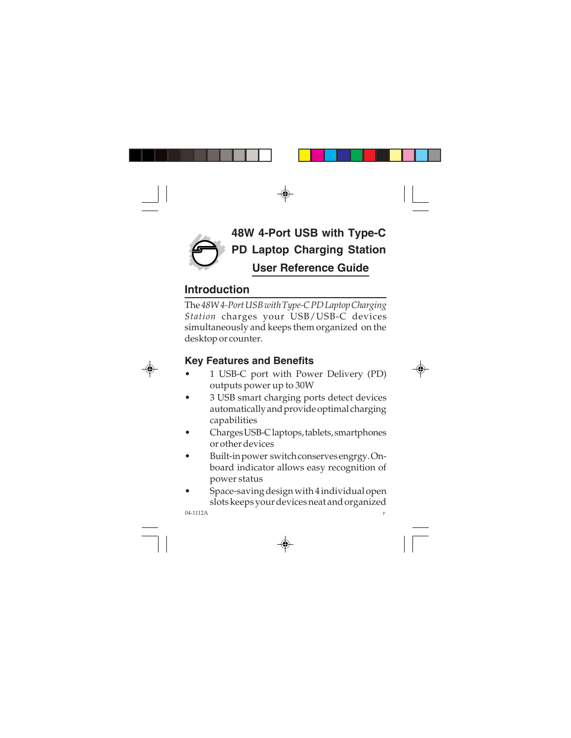# 48W 4-Port USB with Type-C PD Laptop Charging Station

## User Reference Guide

## Introduction

The *48W 4-Port USB with Type-C PD Laptop Charging Station* charges your USB/USB-C devices simultaneously and keeps them organized on the desktop or counter.

### Key Features and Benefits

- 1 USB-C port with Power Delivery (PD) outputs power up to 30W
- 3 USB smart charging ports detect devices automatically and provide optimal charging capabilities
- Charges USB-C laptops, tablets, smartphones or other devices
- Built-in power switch conserves engrgy. On-board indicator allows easy recognition of power status
- Space-saving design with 4 individual open slots keeps your devices neat and organized

04-1112A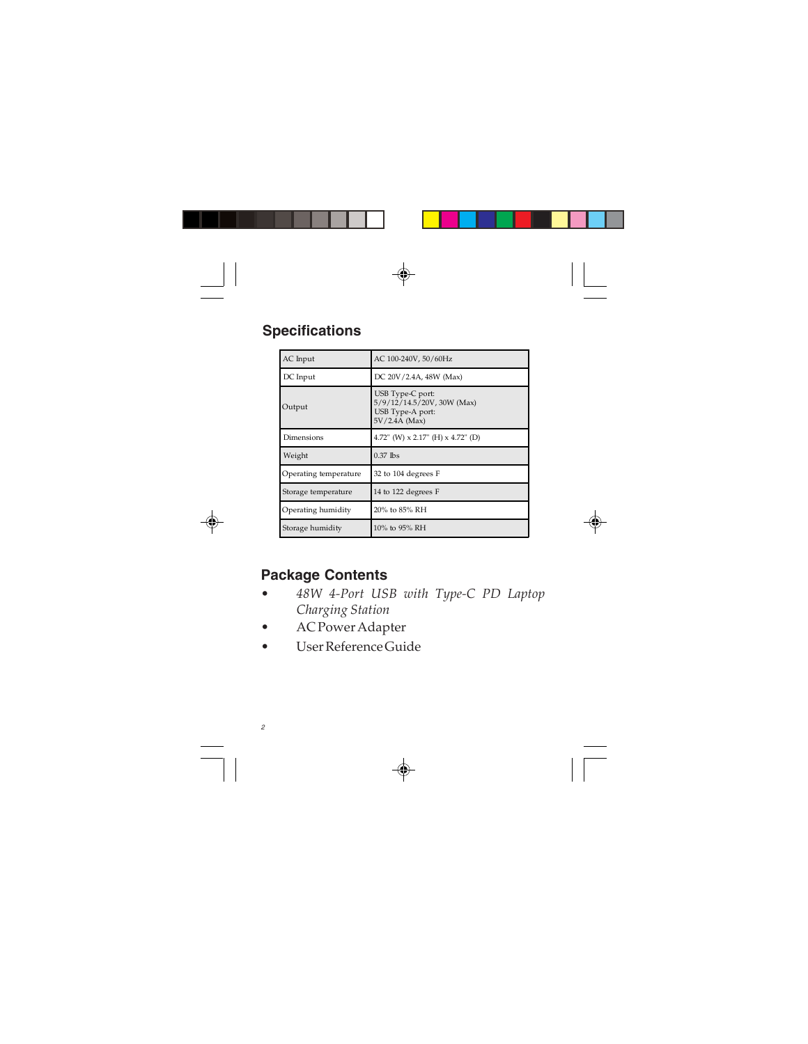## Specifications

| AC Input | AC 100-240V, 50/60Hz |
| --- | --- |
| DC Input | DC 20V/2.4A, 48W (Max) |
| Output | USB Type-C port:<br>5/9/12/14.5/20V, 30W (Max)<br>USB Type-A port:<br>5V/2.4A (Max) |
| Dimensions | 4.72" (W) x 2.17" (H) x 4.72" (D) |
| Weight | 0.37 lbs |
| Operating temperature | 32 to 104 degrees F |
| Storage temperature | 14 to 122 degrees F |
| Operating humidity | 20% to 85% RH |
| Storage humidity | 10% to 95% RH |

## Package Contents

- *48W 4-Port USB with Type-C PD Laptop Charging Station*
- AC Power Adapter
- User Reference Guide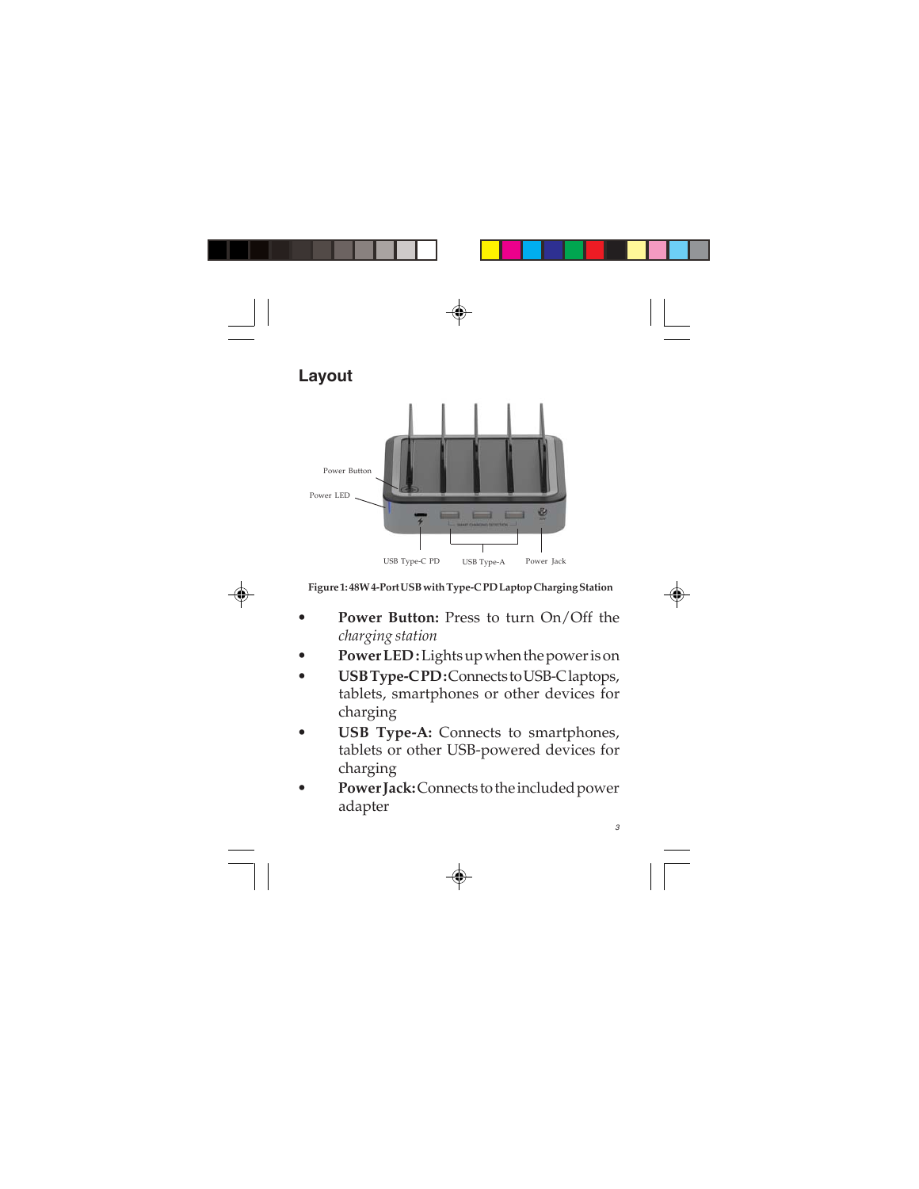## Layout

Figure 1: 48W 4-Port USB with Type-C PD Laptop Charging Station

- **Power Button:** Press to turn On/Off the *charging station*
- **Power LED:** Lights up when the power is on
- **USB Type-C PD:** Connects to USB-C laptops, tablets, smartphones or other devices for charging
- **USB Type-A:** Connects to smartphones, tablets or other USB-powered devices for charging
- **Power Jack:** Connects to the included power adapter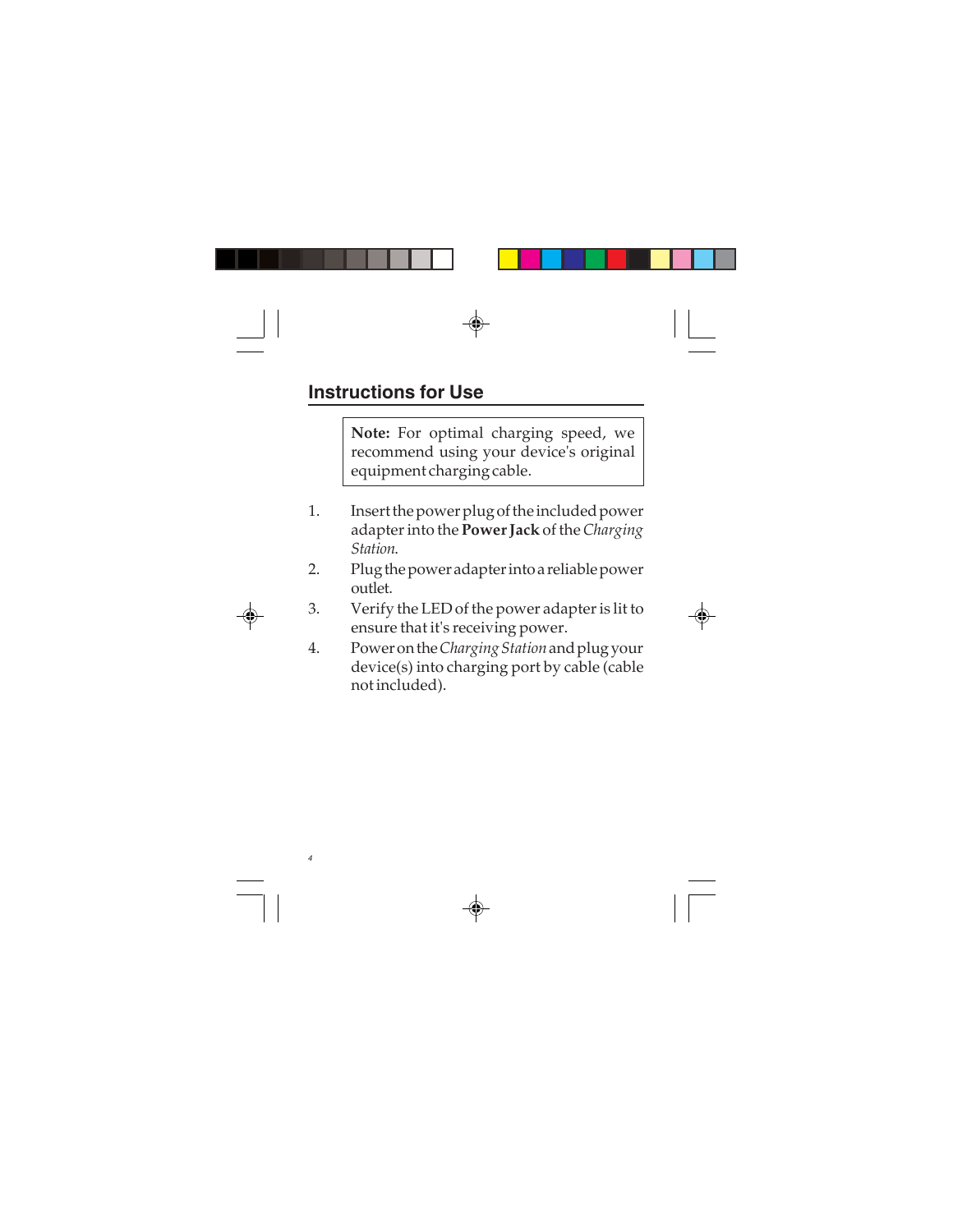## Instructions for Use

> **Note:** For optimal charging speed, we recommend using your device's original equipment charging cable.

1. Insert the power plug of the included power adapter into the **Power Jack** of the *Charging Station*.
2. Plug the power adapter into a reliable power outlet.
3. Verify the LED of the power adapter is lit to ensure that it's receiving power.
4. Power on the *Charging Station* and plug your device(s) into charging port by cable (cable not included).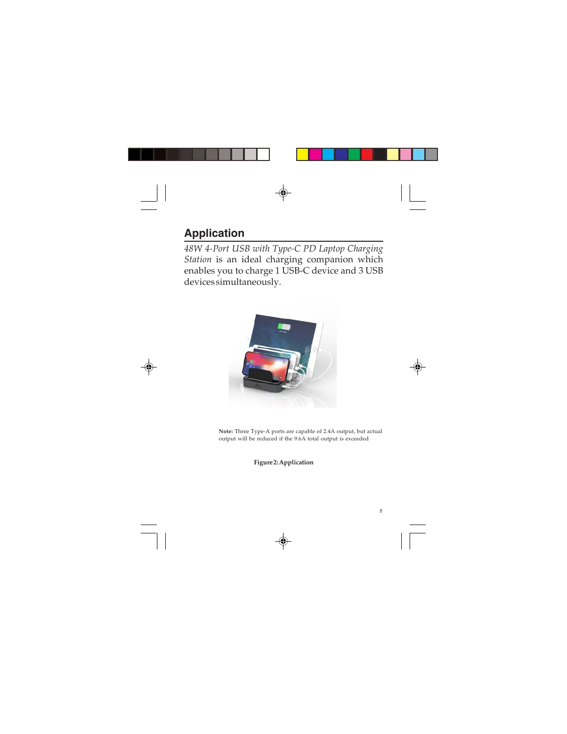## Application

*48W 4-Port USB with Type-C PD Laptop Charging Station* is an ideal charging companion which enables you to charge 1 USB-C device and 3 USB devices simultaneously.

**Note:** Three Type-A ports are capable of 2.4A output, but actual output will be reduced if the 9.6A total output is exceeded

**Figure 2: Application**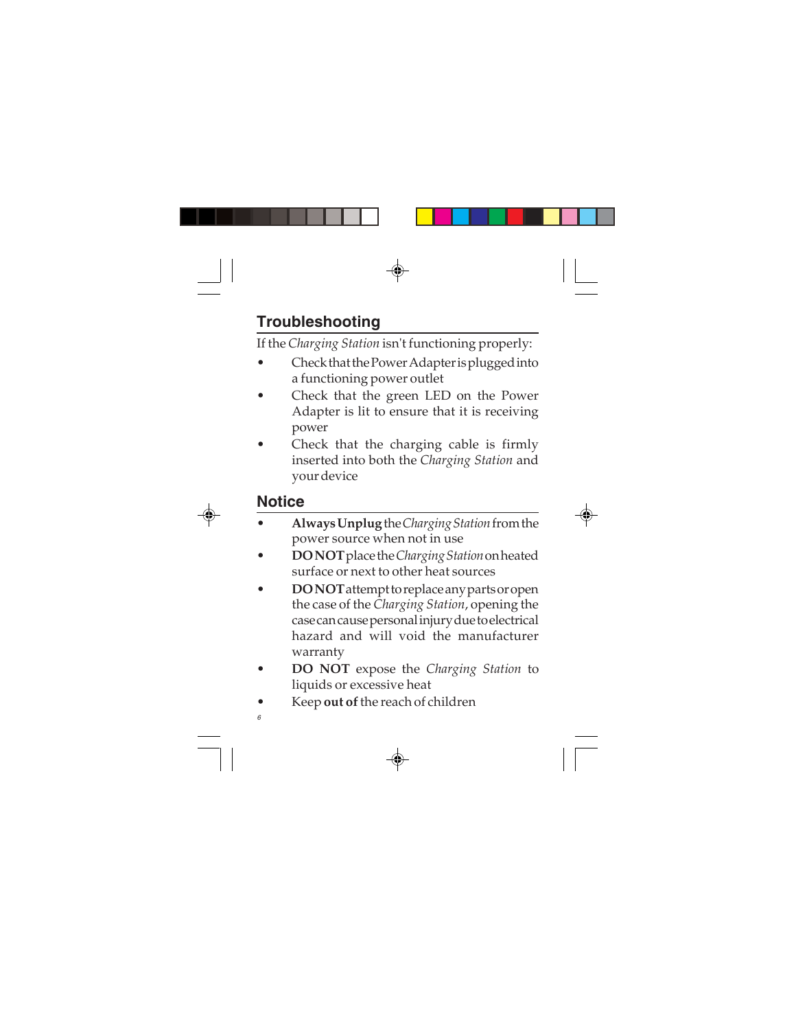## Troubleshooting

If the *Charging Station* isn't functioning properly:

- Check that the Power Adapter is plugged into a functioning power outlet
- Check that the green LED on the Power Adapter is lit to ensure that it is receiving power
- Check that the charging cable is firmly inserted into both the *Charging Station* and your device

## Notice

- **Always Unplug** the *Charging Station* from the power source when not in use
- **DO NOT** place the *Charging Station* on heated surface or next to other heat sources
- **DO NOT** attempt to replace any parts or open the case of the *Charging Station*, opening the case can cause personal injury due to electrical hazard and will void the manufacturer warranty
- **DO NOT** expose the *Charging Station* to liquids or excessive heat
- Keep **out of** the reach of children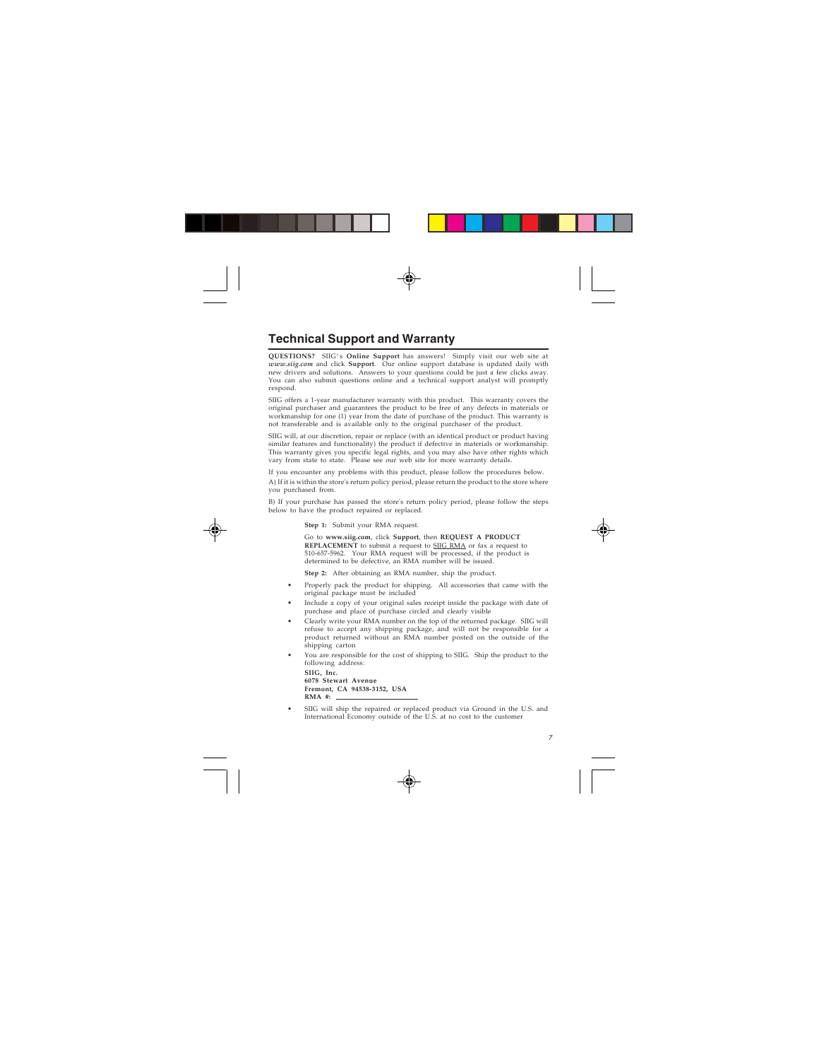## Technical Support and Warranty

**QUESTIONS?** SIIG's **Online Support** has answers! Simply visit our web site at ***www.siig.com*** and click **Support**. Our online support database is updated daily with new drivers and solutions. Answers to your questions could be just a few clicks away. You can also submit questions online and a technical support analyst will promptly respond.

SIIG offers a 1-year manufacturer warranty with this product. This warranty covers the original purchaser and guarantees the product to be free of any defects in materials or workmanship for one (1) year from the date of purchase of the product. This warranty is not transferable and is available only to the original purchaser of the product.

SIIG will, at our discretion, repair or replace (with an identical product or product having similar features and functionality) the product if defective in materials or workmanship. This warranty gives you specific legal rights, and you may also have other rights which vary from state to state. Please see our web site for more warranty details.

If you encounter any problems with this product, please follow the procedures below.

A) If it is within the store's return policy period, please return the product to the store where you purchased from.

B) If your purchase has passed the store's return policy period, please follow the steps below to have the product repaired or replaced.

**Step 1:** Submit your RMA request.

Go to **www.siig.com**, click **Support**, then **REQUEST A PRODUCT REPLACEMENT** to submit a request to SIIG RMA or fax a request to 510-657-5962. Your RMA request will be processed, if the product is determined to be defective, an RMA number will be issued.

**Step 2:** After obtaining an RMA number, ship the product.

- Properly pack the product for shipping. All accessories that came with the original package must be included
- Include a copy of your original sales receipt inside the package with date of purchase and place of purchase circled and clearly visible
- Clearly write your RMA number on the top of the returned package. SIIG will refuse to accept any shipping package, and will not be responsible for a product returned without an RMA number posted on the outside of the shipping carton
- You are responsible for the cost of shipping to SIIG. Ship the product to the following address:

  **SIIG, Inc.**
  **6078 Stewart Avenue**
  **Fremont, CA 94538-3152, USA**
  **RMA #:** ____________

- SIIG will ship the repaired or replaced product via Ground in the U.S. and International Economy outside of the U.S. at no cost to the customer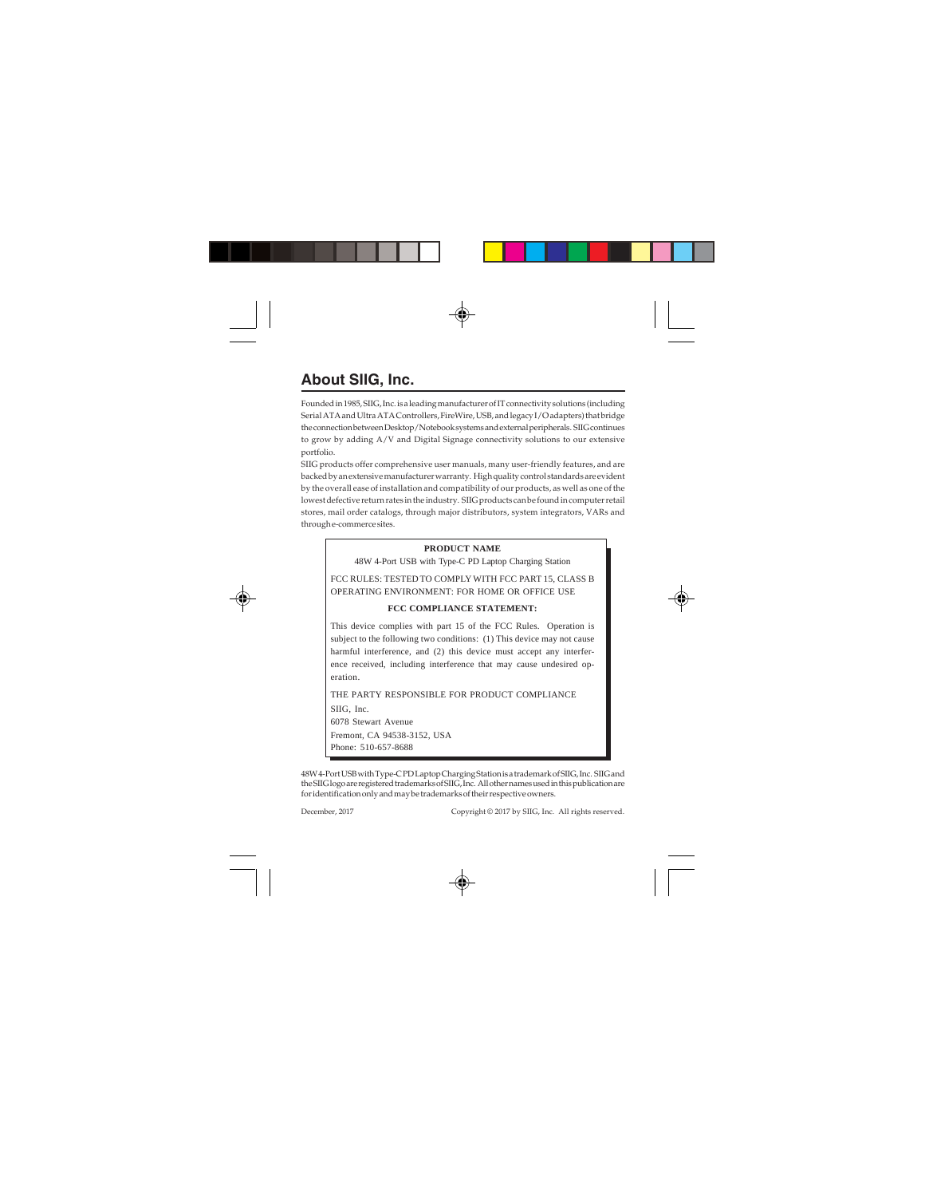## About SIIG, Inc.

Founded in 1985, SIIG, Inc. is a leading manufacturer of IT connectivity solutions (including Serial ATA and Ultra ATA Controllers, FireWire, USB, and legacy I/O adapters) that bridge the connection between Desktop/Notebook systems and external peripherals. SIIG continues to grow by adding A/V and Digital Signage connectivity solutions to our extensive portfolio.

SIIG products offer comprehensive user manuals, many user-friendly features, and are backed by an extensive manufacturer warranty. High quality control standards are evident by the overall ease of installation and compatibility of our products, as well as one of the lowest defective return rates in the industry. SIIG products can be found in computer retail stores, mail order catalogs, through major distributors, system integrators, VARs and through e-commerce sites.

**PRODUCT NAME**

48W 4-Port USB with Type-C PD Laptop Charging Station

FCC RULES: TESTED TO COMPLY WITH FCC PART 15, CLASS B
OPERATING ENVIRONMENT: FOR HOME OR OFFICE USE

**FCC COMPLIANCE STATEMENT:**

This device complies with part 15 of the FCC Rules. Operation is subject to the following two conditions: (1) This device may not cause harmful interference, and (2) this device must accept any interference received, including interference that may cause undesired operation.

THE PARTY RESPONSIBLE FOR PRODUCT COMPLIANCE

SIIG, Inc.
6078 Stewart Avenue
Fremont, CA 94538-3152, USA
Phone: 510-657-8688

48W 4-Port USB with Type-C PD Laptop Charging Station is a trademark of SIIG, Inc. SIIG and the SIIG logo are registered trademarks of SIIG, Inc. All other names used in this publication are for identification only and may be trademarks of their respective owners.

December, 2017 Copyright © 2017 by SIIG, Inc. All rights reserved.